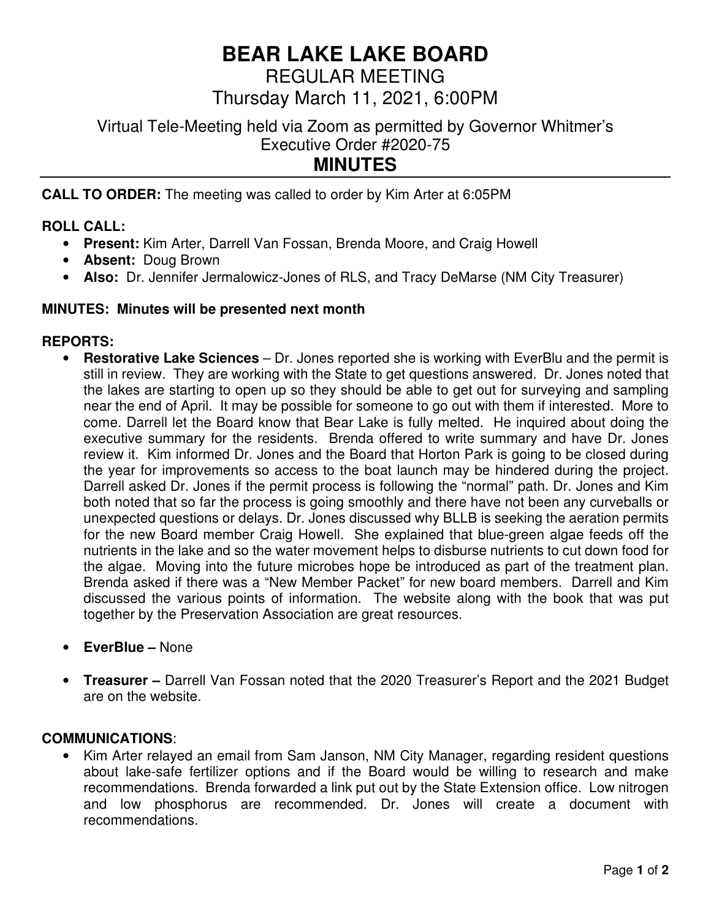# BEAR LAKE LAKE BOARD

## REGULAR MEETING

## Thursday March 11, 2021, 6:00PM

Virtual Tele-Meeting held via Zoom as permitted by Governor Whitmer's Executive Order #2020-75

## MINUTES

**CALL TO ORDER:** The meeting was called to order by Kim Arter at 6:05PM

**ROLL CALL:**

- **Present:** Kim Arter, Darrell Van Fossan, Brenda Moore, and Craig Howell
- **Absent:** Doug Brown
- **Also:** Dr. Jennifer Jermalowicz-Jones of RLS, and Tracy DeMarse (NM City Treasurer)

**MINUTES: Minutes will be presented next month**

**REPORTS:**

- **Restorative Lake Sciences** – Dr. Jones reported she is working with EverBlu and the permit is still in review. They are working with the State to get questions answered. Dr. Jones noted that the lakes are starting to open up so they should be able to get out for surveying and sampling near the end of April. It may be possible for someone to go out with them if interested. More to come. Darrell let the Board know that Bear Lake is fully melted. He inquired about doing the executive summary for the residents. Brenda offered to write summary and have Dr. Jones review it. Kim informed Dr. Jones and the Board that Horton Park is going to be closed during the year for improvements so access to the boat launch may be hindered during the project. Darrell asked Dr. Jones if the permit process is following the "normal" path. Dr. Jones and Kim both noted that so far the process is going smoothly and there have not been any curveballs or unexpected questions or delays. Dr. Jones discussed why BLLB is seeking the aeration permits for the new Board member Craig Howell. She explained that blue-green algae feeds off the nutrients in the lake and so the water movement helps to disburse nutrients to cut down food for the algae. Moving into the future microbes hope be introduced as part of the treatment plan. Brenda asked if there was a "New Member Packet" for new board members. Darrell and Kim discussed the various points of information. The website along with the book that was put together by the Preservation Association are great resources.

- **EverBlue –** None

- **Treasurer –** Darrell Van Fossan noted that the 2020 Treasurer's Report and the 2021 Budget are on the website.

**COMMUNICATIONS**:

- Kim Arter relayed an email from Sam Janson, NM City Manager, regarding resident questions about lake-safe fertilizer options and if the Board would be willing to research and make recommendations. Brenda forwarded a link put out by the State Extension office. Low nitrogen and low phosphorus are recommended. Dr. Jones will create a document with recommendations.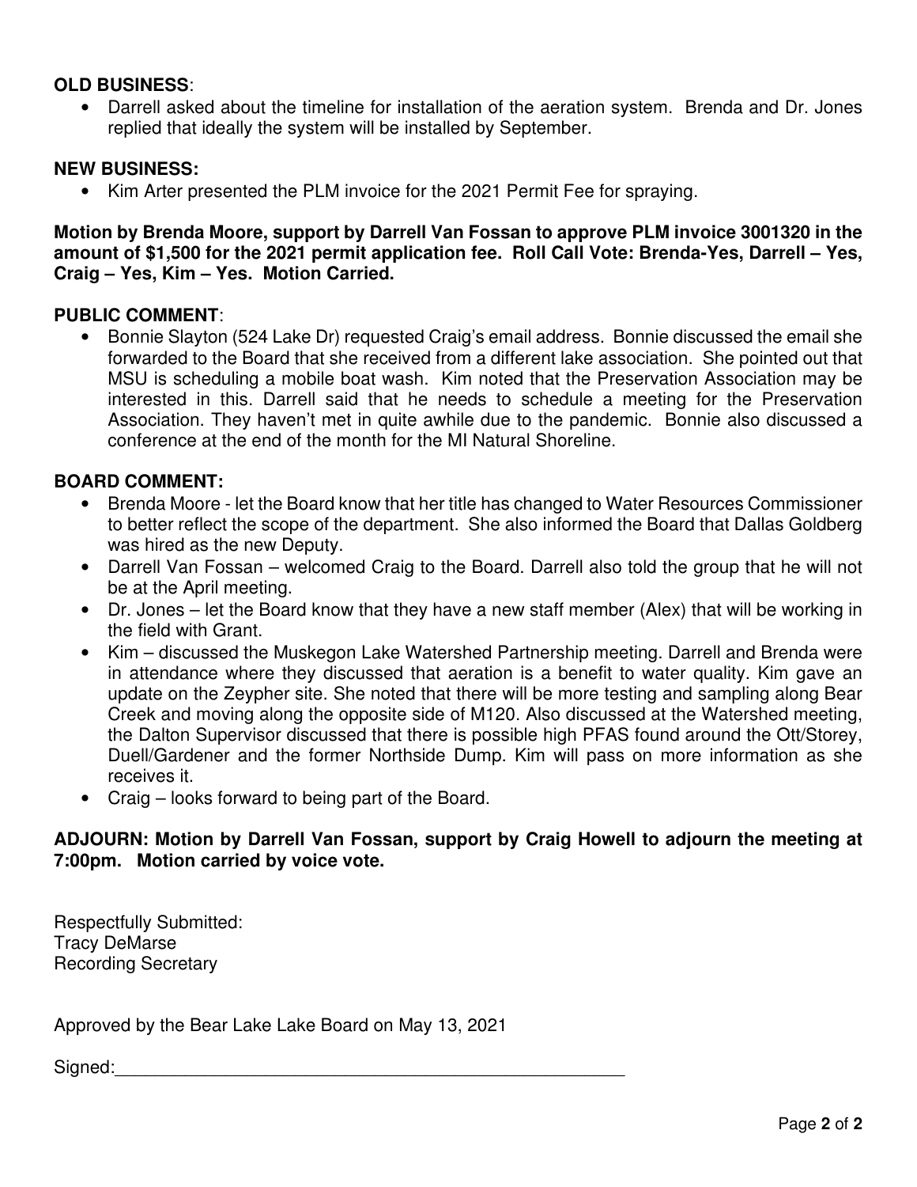**OLD BUSINESS**:

- Darrell asked about the timeline for installation of the aeration system. Brenda and Dr. Jones replied that ideally the system will be installed by September.

**NEW BUSINESS:**

- Kim Arter presented the PLM invoice for the 2021 Permit Fee for spraying.

**Motion by Brenda Moore, support by Darrell Van Fossan to approve PLM invoice 3001320 in the amount of $1,500 for the 2021 permit application fee. Roll Call Vote: Brenda-Yes, Darrell – Yes, Craig – Yes, Kim – Yes. Motion Carried.**

**PUBLIC COMMENT**:

- Bonnie Slayton (524 Lake Dr) requested Craig's email address. Bonnie discussed the email she forwarded to the Board that she received from a different lake association. She pointed out that MSU is scheduling a mobile boat wash. Kim noted that the Preservation Association may be interested in this. Darrell said that he needs to schedule a meeting for the Preservation Association. They haven't met in quite awhile due to the pandemic. Bonnie also discussed a conference at the end of the month for the MI Natural Shoreline.

**BOARD COMMENT:**

- Brenda Moore - let the Board know that her title has changed to Water Resources Commissioner to better reflect the scope of the department. She also informed the Board that Dallas Goldberg was hired as the new Deputy.
- Darrell Van Fossan – welcomed Craig to the Board. Darrell also told the group that he will not be at the April meeting.
- Dr. Jones – let the Board know that they have a new staff member (Alex) that will be working in the field with Grant.
- Kim – discussed the Muskegon Lake Watershed Partnership meeting. Darrell and Brenda were in attendance where they discussed that aeration is a benefit to water quality. Kim gave an update on the Zeypher site. She noted that there will be more testing and sampling along Bear Creek and moving along the opposite side of M120. Also discussed at the Watershed meeting, the Dalton Supervisor discussed that there is possible high PFAS found around the Ott/Storey, Duell/Gardener and the former Northside Dump. Kim will pass on more information as she receives it.
- Craig – looks forward to being part of the Board.

**ADJOURN: Motion by Darrell Van Fossan, support by Craig Howell to adjourn the meeting at 7:00pm. Motion carried by voice vote.**

Respectfully Submitted:
Tracy DeMarse
Recording Secretary

Approved by the Bear Lake Lake Board on May 13, 2021

Signed:\_\_\_\_\_\_\_\_\_\_\_\_\_\_\_\_\_\_\_\_\_\_\_\_\_\_\_\_\_\_\_\_\_\_\_\_\_\_\_\_\_\_\_\_\_\_\_\_\_\_\_\_\_\_\_